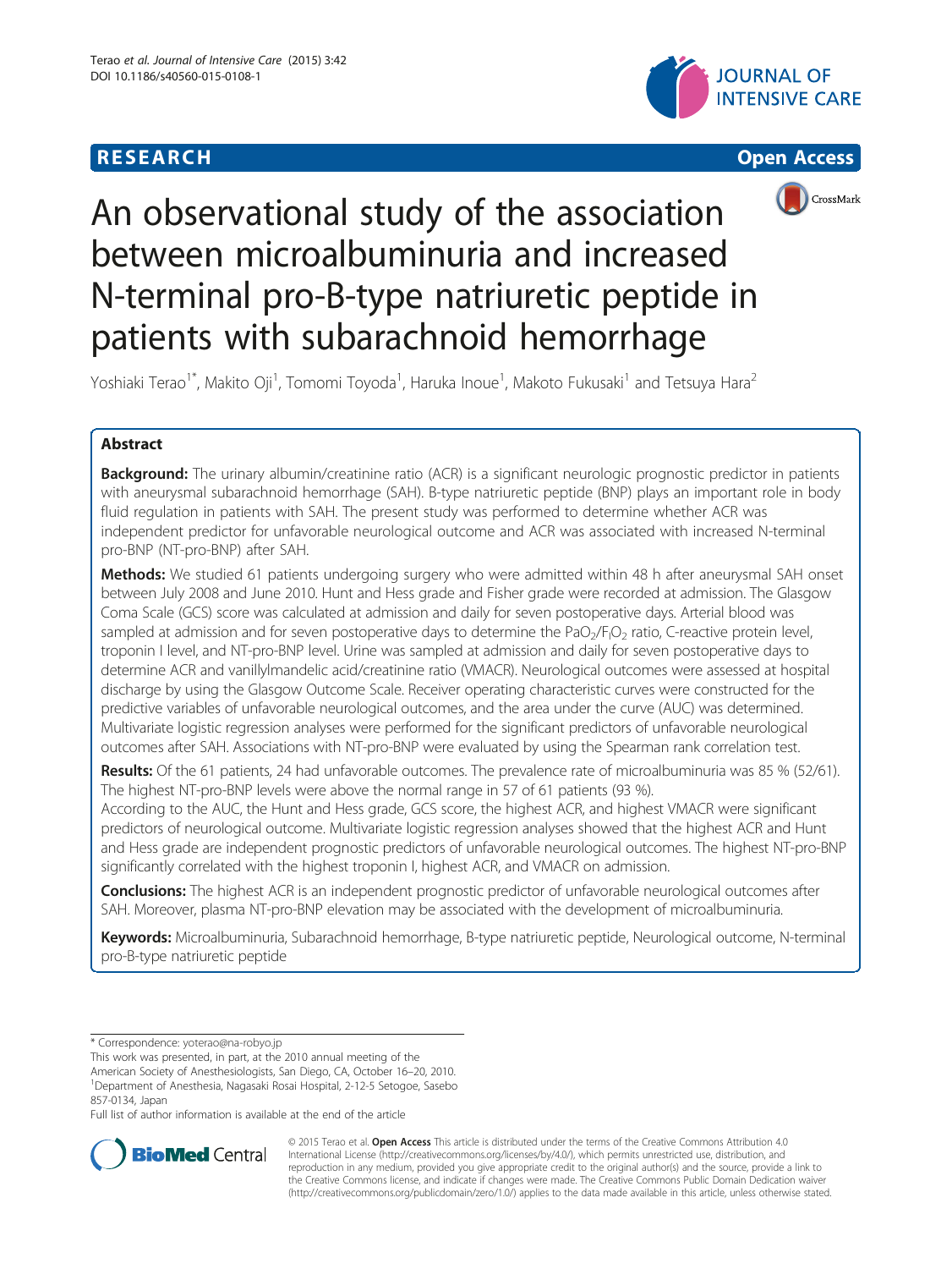**RESEARCH** **Open Access**

# An observational study of the association between microalbuminuria and increased N-terminal pro-B-type natriuretic peptide in patients with subarachnoid hemorrhage

Yoshiaki Terao[1*], Makito Oji[1], Tomomi Toyoda[1], Haruka Inoue[1], Makoto Fukusaki[1] and Tetsuya Hara[2]

## Abstract

**Background:** The urinary albumin/creatinine ratio (ACR) is a significant neurologic prognostic predictor in patients with aneurysmal subarachnoid hemorrhage (SAH). B-type natriuretic peptide (BNP) plays an important role in body fluid regulation in patients with SAH. The present study was performed to determine whether ACR was independent predictor for unfavorable neurological outcome and ACR was associated with increased N-terminal pro-BNP (NT-pro-BNP) after SAH.

**Methods:** We studied 61 patients undergoing surgery who were admitted within 48 h after aneurysmal SAH onset between July 2008 and June 2010. Hunt and Hess grade and Fisher grade were recorded at admission. The Glasgow Coma Scale (GCS) score was calculated at admission and daily for seven postoperative days. Arterial blood was sampled at admission and for seven postoperative days to determine the $PaO_2/F_IO_2$ ratio, C-reactive protein level, troponin I level, and NT-pro-BNP level. Urine was sampled at admission and daily for seven postoperative days to determine ACR and vanillylmandelic acid/creatinine ratio (VMACR). Neurological outcomes were assessed at hospital discharge by using the Glasgow Outcome Scale. Receiver operating characteristic curves were constructed for the predictive variables of unfavorable neurological outcomes, and the area under the curve (AUC) was determined. Multivariate logistic regression analyses were performed for the significant predictors of unfavorable neurological outcomes after SAH. Associations with NT-pro-BNP were evaluated by using the Spearman rank correlation test.

**Results:** Of the 61 patients, 24 had unfavorable outcomes. The prevalence rate of microalbuminuria was 85 % (52/61). The highest NT-pro-BNP levels were above the normal range in 57 of 61 patients (93 %).
According to the AUC, the Hunt and Hess grade, GCS score, the highest ACR, and highest VMACR were significant predictors of neurological outcome. Multivariate logistic regression analyses showed that the highest ACR and Hunt and Hess grade are independent prognostic predictors of unfavorable neurological outcomes. The highest NT-pro-BNP significantly correlated with the highest troponin I, highest ACR, and VMACR on admission.

**Conclusions:** The highest ACR is an independent prognostic predictor of unfavorable neurological outcomes after SAH. Moreover, plasma NT-pro-BNP elevation may be associated with the development of microalbuminuria.

**Keywords:** Microalbuminuria, Subarachnoid hemorrhage, B-type natriuretic peptide, Neurological outcome, N-terminal pro-B-type natriuretic peptide

---

\* Correspondence: yoterao@na-robyo.jp
This work was presented, in part, at the 2010 annual meeting of the American Society of Anesthesiologists, San Diego, CA, October 16–20, 2010.
[1]Department of Anesthesia, Nagasaki Rosai Hospital, 2-12-5 Setogoe, Sasebo 857-0134, Japan
Full list of author information is available at the end of the article

© 2015 Terao et al. **Open Access** This article is distributed under the terms of the Creative Commons Attribution 4.0 International License (http://creativecommons.org/licenses/by/4.0/), which permits unrestricted use, distribution, and reproduction in any medium, provided you give appropriate credit to the original author(s) and the source, provide a link to the Creative Commons license, and indicate if changes were made. The Creative Commons Public Domain Dedication waiver (http://creativecommons.org/publicdomain/zero/1.0/) applies to the data made available in this article, unless otherwise stated.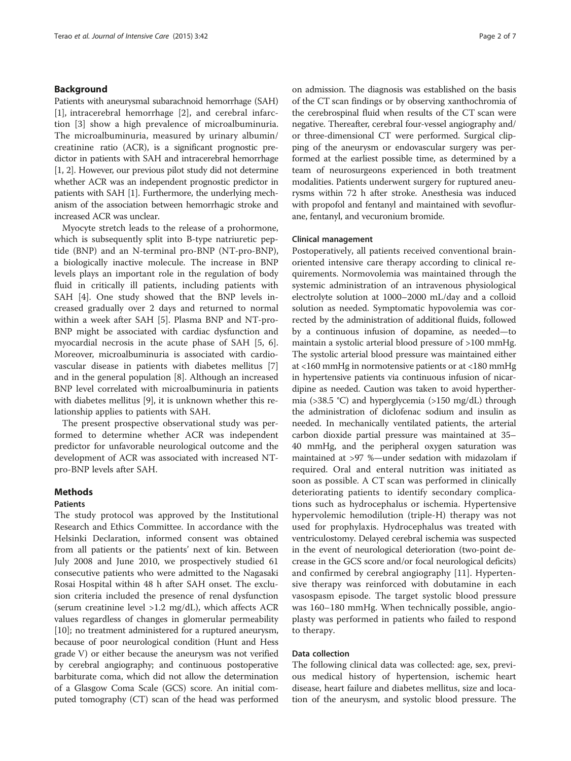## Background

Patients with aneurysmal subarachnoid hemorrhage (SAH) [1], intracerebral hemorrhage [2], and cerebral infarction [3] show a high prevalence of microalbuminuria. The microalbuminuria, measured by urinary albumin/creatinine ratio (ACR), is a significant prognostic predictor in patients with SAH and intracerebral hemorrhage [1, 2]. However, our previous pilot study did not determine whether ACR was an independent prognostic predictor in patients with SAH [1]. Furthermore, the underlying mechanism of the association between hemorrhagic stroke and increased ACR was unclear.

Myocyte stretch leads to the release of a prohormone, which is subsequently split into B-type natriuretic peptide (BNP) and an N-terminal pro-BNP (NT-pro-BNP), a biologically inactive molecule. The increase in BNP levels plays an important role in the regulation of body fluid in critically ill patients, including patients with SAH [4]. One study showed that the BNP levels increased gradually over 2 days and returned to normal within a week after SAH [5]. Plasma BNP and NT-pro-BNP might be associated with cardiac dysfunction and myocardial necrosis in the acute phase of SAH [5, 6]. Moreover, microalbuminuria is associated with cardiovascular disease in patients with diabetes mellitus [7] and in the general population [8]. Although an increased BNP level correlated with microalbuminuria in patients with diabetes mellitus [9], it is unknown whether this relationship applies to patients with SAH.

The present prospective observational study was performed to determine whether ACR was independent predictor for unfavorable neurological outcome and the development of ACR was associated with increased NT-pro-BNP levels after SAH.

## Methods

### Patients

The study protocol was approved by the Institutional Research and Ethics Committee. In accordance with the Helsinki Declaration, informed consent was obtained from all patients or the patients' next of kin. Between July 2008 and June 2010, we prospectively studied 61 consecutive patients who were admitted to the Nagasaki Rosai Hospital within 48 h after SAH onset. The exclusion criteria included the presence of renal dysfunction (serum creatinine level >1.2 mg/dL), which affects ACR values regardless of changes in glomerular permeability [10]; no treatment administered for a ruptured aneurysm, because of poor neurological condition (Hunt and Hess grade V) or either because the aneurysm was not verified by cerebral angiography; and continuous postoperative barbiturate coma, which did not allow the determination of a Glasgow Coma Scale (GCS) score. An initial computed tomography (CT) scan of the head was performed on admission. The diagnosis was established on the basis of the CT scan findings or by observing xanthochromia of the cerebrospinal fluid when results of the CT scan were negative. Thereafter, cerebral four-vessel angiography and/or three-dimensional CT were performed. Surgical clipping of the aneurysm or endovascular surgery was performed at the earliest possible time, as determined by a team of neurosurgeons experienced in both treatment modalities. Patients underwent surgery for ruptured aneurysms within 72 h after stroke. Anesthesia was induced with propofol and fentanyl and maintained with sevoflurane, fentanyl, and vecuronium bromide.

### Clinical management

Postoperatively, all patients received conventional brain-oriented intensive care therapy according to clinical requirements. Normovolemia was maintained through the systemic administration of an intravenous physiological electrolyte solution at 1000–2000 mL/day and a colloid solution as needed. Symptomatic hypovolemia was corrected by the administration of additional fluids, followed by a continuous infusion of dopamine, as needed—to maintain a systolic arterial blood pressure of >100 mmHg. The systolic arterial blood pressure was maintained either at <160 mmHg in normotensive patients or at <180 mmHg in hypertensive patients via continuous infusion of nicardipine as needed. Caution was taken to avoid hyperthermia (>38.5 °C) and hyperglycemia (>150 mg/dL) through the administration of diclofenac sodium and insulin as needed. In mechanically ventilated patients, the arterial carbon dioxide partial pressure was maintained at 35–40 mmHg, and the peripheral oxygen saturation was maintained at >97 %—under sedation with midazolam if required. Oral and enteral nutrition was initiated as soon as possible. A CT scan was performed in clinically deteriorating patients to identify secondary complications such as hydrocephalus or ischemia. Hypertensive hypervolemic hemodilution (triple-H) therapy was not used for prophylaxis. Hydrocephalus was treated with ventriculostomy. Delayed cerebral ischemia was suspected in the event of neurological deterioration (two-point decrease in the GCS score and/or focal neurological deficits) and confirmed by cerebral angiography [11]. Hypertensive therapy was reinforced with dobutamine in each vasospasm episode. The target systolic blood pressure was 160–180 mmHg. When technically possible, angioplasty was performed in patients who failed to respond to therapy.

### Data collection

The following clinical data was collected: age, sex, previous medical history of hypertension, ischemic heart disease, heart failure and diabetes mellitus, size and location of the aneurysm, and systolic blood pressure. The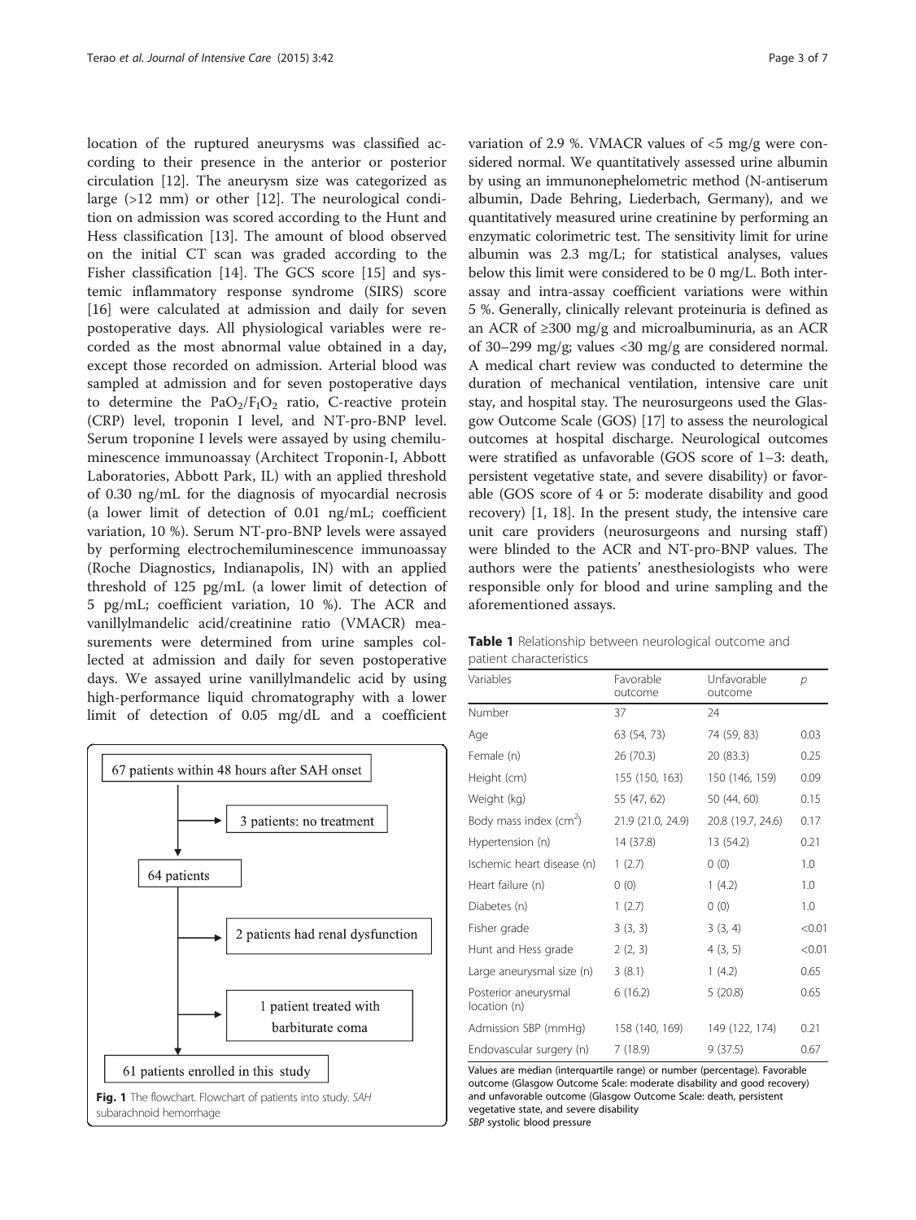location of the ruptured aneurysms was classified according to their presence in the anterior or posterior circulation [12]. The aneurysm size was categorized as large (>12 mm) or other [12]. The neurological condition on admission was scored according to the Hunt and Hess classification [13]. The amount of blood observed on the initial CT scan was graded according to the Fisher classification [14]. The GCS score [15] and systemic inflammatory response syndrome (SIRS) score [16] were calculated at admission and daily for seven postoperative days. All physiological variables were recorded as the most abnormal value obtained in a day, except those recorded on admission. Arterial blood was sampled at admission and for seven postoperative days to determine the $PaO_2/F_IO_2$ ratio, C-reactive protein (CRP) level, troponin I level, and NT-pro-BNP level. Serum troponine I levels were assayed by using chemiluminescence immunoassay (Architect Troponin-I, Abbott Laboratories, Abbott Park, IL) with an applied threshold of 0.30 ng/mL for the diagnosis of myocardial necrosis (a lower limit of detection of 0.01 ng/mL; coefficient variation, 10 %). Serum NT-pro-BNP levels were assayed by performing electrochemiluminescence immunoassay (Roche Diagnostics, Indianapolis, IN) with an applied threshold of 125 pg/mL (a lower limit of detection of 5 pg/mL; coefficient variation, 10 %). The ACR and vanillylmandelic acid/creatinine ratio (VMACR) measurements were determined from urine samples collected at admission and daily for seven postoperative days. We assayed urine vanillylmandelic acid by using high-performance liquid chromatography with a lower limit of detection of 0.05 mg/dL and a coefficient variation of 2.9 %. VMACR values of <5 mg/g were considered normal. We quantitatively assessed urine albumin by using an immunonephelometric method (N-antiserum albumin, Dade Behring, Liederbach, Germany), and we quantitatively measured urine creatinine by performing an enzymatic colorimetric test. The sensitivity limit for urine albumin was 2.3 mg/L; for statistical analyses, values below this limit were considered to be 0 mg/L. Both inter-assay and intra-assay coefficient variations were within 5 %. Generally, clinically relevant proteinuria is defined as an ACR of ≥300 mg/g and microalbuminuria, as an ACR of 30–299 mg/g; values <30 mg/g are considered normal. A medical chart review was conducted to determine the duration of mechanical ventilation, intensive care unit stay, and hospital stay. The neurosurgeons used the Glasgow Outcome Scale (GOS) [17] to assess the neurological outcomes at hospital discharge. Neurological outcomes were stratified as unfavorable (GOS score of 1–3: death, persistent vegetative state, and severe disability) or favorable (GOS score of 4 or 5: moderate disability and good recovery) [1, 18]. In the present study, the intensive care unit care providers (neurosurgeons and nursing staff) were blinded to the ACR and NT-pro-BNP values. The authors were the patients' anesthesiologists who were responsible only for blood and urine sampling and the aforementioned assays.

67 patients within 48 hours after SAH onset → 3 patients: no treatment
64 patients → 2 patients had renal dysfunction; 1 patient treated with barbiturate coma
61 patients enrolled in this study

**Fig. 1** The flowchart. Flowchart of patients into study. *SAH* subarachnoid hemorrhage

**Table 1** Relationship between neurological outcome and patient characteristics

| Variables | Favorable outcome | Unfavorable outcome | *p* |
|---|---|---|---|
| Number | 37 | 24 | |
| Age | 63 (54, 73) | 74 (59, 83) | 0.03 |
| Female (n) | 26 (70.3) | 20 (83.3) | 0.25 |
| Height (cm) | 155 (150, 163) | 150 (146, 159) | 0.09 |
| Weight (kg) | 55 (47, 62) | 50 (44, 60) | 0.15 |
| Body mass index ($cm^2$) | 21.9 (21.0, 24.9) | 20.8 (19.7, 24.6) | 0.17 |
| Hypertension (n) | 14 (37.8) | 13 (54.2) | 0.21 |
| Ischemic heart disease (n) | 1 (2.7) | 0 (0) | 1.0 |
| Heart failure (n) | 0 (0) | 1 (4.2) | 1.0 |
| Diabetes (n) | 1 (2.7) | 0 (0) | 1.0 |
| Fisher grade | 3 (3, 3) | 3 (3, 4) | <0.01 |
| Hunt and Hess grade | 2 (2, 3) | 4 (3, 5) | <0.01 |
| Large aneurysmal size (n) | 3 (8.1) | 1 (4.2) | 0.65 |
| Posterior aneurysmal location (n) | 6 (16.2) | 5 (20.8) | 0.65 |
| Admission SBP (mmHg) | 158 (140, 169) | 149 (122, 174) | 0.21 |
| Endovascular surgery (n) | 7 (18.9) | 9 (37.5) | 0.67 |

Values are median (interquartile range) or number (percentage). Favorable outcome (Glasgow Outcome Scale: moderate disability and good recovery) and unfavorable outcome (Glasgow Outcome Scale: death, persistent vegetative state, and severe disability
*SBP* systolic blood pressure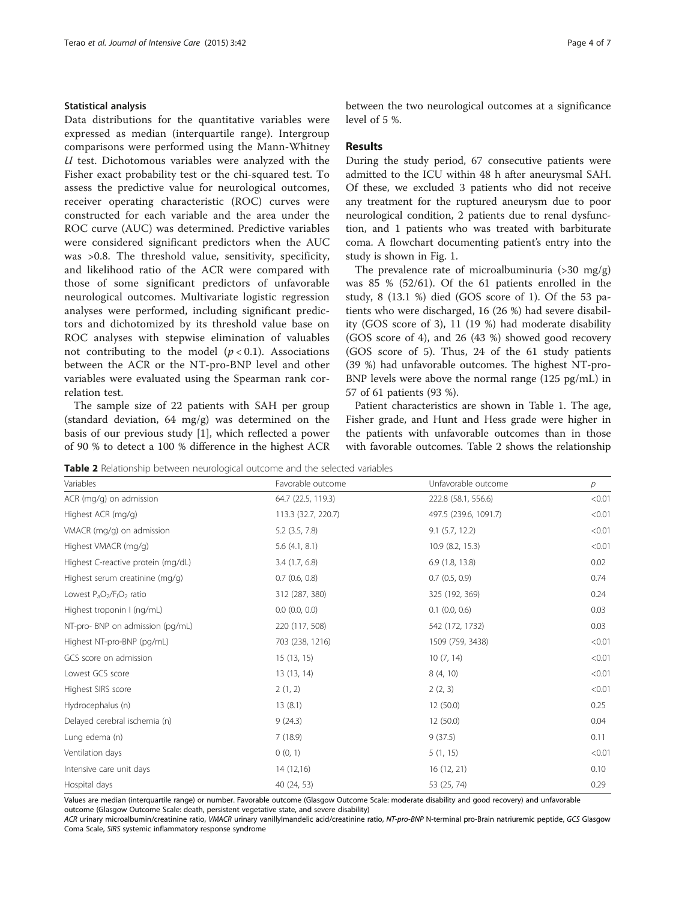### Statistical analysis

Data distributions for the quantitative variables were expressed as median (interquartile range). Intergroup comparisons were performed using the Mann-Whitney *U* test. Dichotomous variables were analyzed with the Fisher exact probability test or the chi-squared test. To assess the predictive value for neurological outcomes, receiver operating characteristic (ROC) curves were constructed for each variable and the area under the ROC curve (AUC) was determined. Predictive variables were considered significant predictors when the AUC was >0.8. The threshold value, sensitivity, specificity, and likelihood ratio of the ACR were compared with those of some significant predictors of unfavorable neurological outcomes. Multivariate logistic regression analyses were performed, including significant predictors and dichotomized by its threshold value base on ROC analyses with stepwise elimination of valuables not contributing to the model ($p < 0.1$). Associations between the ACR or the NT-pro-BNP level and other variables were evaluated using the Spearman rank correlation test.

The sample size of 22 patients with SAH per group (standard deviation, 64 mg/g) was determined on the basis of our previous study [1], which reflected a power of 90 % to detect a 100 % difference in the highest ACR between the two neurological outcomes at a significance level of 5 %.

## Results

During the study period, 67 consecutive patients were admitted to the ICU within 48 h after aneurysmal SAH. Of these, we excluded 3 patients who did not receive any treatment for the ruptured aneurysm due to poor neurological condition, 2 patients due to renal dysfunction, and 1 patients who was treated with barbiturate coma. A flowchart documenting patient's entry into the study is shown in Fig. 1.

The prevalence rate of microalbuminuria (>30 mg/g) was 85 % (52/61). Of the 61 patients enrolled in the study, 8 (13.1 %) died (GOS score of 1). Of the 53 patients who were discharged, 16 (26 %) had severe disability (GOS score of 3), 11 (19 %) had moderate disability (GOS score of 4), and 26 (43 %) showed good recovery (GOS score of 5). Thus, 24 of the 61 study patients (39 %) had unfavorable outcomes. The highest NT-pro-BNP levels were above the normal range (125 pg/mL) in 57 of 61 patients (93 %).

Patient characteristics are shown in Table 1. The age, Fisher grade, and Hunt and Hess grade were higher in the patients with unfavorable outcomes than in those with favorable outcomes. Table 2 shows the relationship

**Table 2** Relationship between neurological outcome and the selected variables

| Variables | Favorable outcome | Unfavorable outcome | *p* |
|---|---|---|---|
| ACR (mg/g) on admission | 64.7 (22.5, 119.3) | 222.8 (58.1, 556.6) | <0.01 |
| Highest ACR (mg/g) | 113.3 (32.7, 220.7) | 497.5 (239.6, 1091.7) | <0.01 |
| VMACR (mg/g) on admission | 5.2 (3.5, 7.8) | 9.1 (5.7, 12.2) | <0.01 |
| Highest VMACR (mg/g) | 5.6 (4.1, 8.1) | 10.9 (8.2, 15.3) | <0.01 |
| Highest C-reactive protein (mg/dL) | 3.4 (1.7, 6.8) | 6.9 (1.8, 13.8) | 0.02 |
| Highest serum creatinine (mg/g) | 0.7 (0.6, 0.8) | 0.7 (0.5, 0.9) | 0.74 |
| Lowest $P_aO_2/F_IO_2$ ratio | 312 (287, 380) | 325 (192, 369) | 0.24 |
| Highest troponin I (ng/mL) | 0.0 (0.0, 0.0) | 0.1 (0.0, 0.6) | 0.03 |
| NT-pro- BNP on admission (pg/mL) | 220 (117, 508) | 542 (172, 1732) | 0.03 |
| Highest NT-pro-BNP (pg/mL) | 703 (238, 1216) | 1509 (759, 3438) | <0.01 |
| GCS score on admission | 15 (13, 15) | 10 (7, 14) | <0.01 |
| Lowest GCS score | 13 (13, 14) | 8 (4, 10) | <0.01 |
| Highest SIRS score | 2 (1, 2) | 2 (2, 3) | <0.01 |
| Hydrocephalus (n) | 13 (8.1) | 12 (50.0) | 0.25 |
| Delayed cerebral ischemia (n) | 9 (24.3) | 12 (50.0) | 0.04 |
| Lung edema (n) | 7 (18.9) | 9 (37.5) | 0.11 |
| Ventilation days | 0 (0, 1) | 5 (1, 15) | <0.01 |
| Intensive care unit days | 14 (12,16) | 16 (12, 21) | 0.10 |
| Hospital days | 40 (24, 53) | 53 (25, 74) | 0.29 |

Values are median (interquartile range) or number. Favorable outcome (Glasgow Outcome Scale: moderate disability and good recovery) and unfavorable outcome (Glasgow Outcome Scale: death, persistent vegetative state, and severe disability)

*ACR* urinary microalbumin/creatinine ratio, *VMACR* urinary vanillylmandelic acid/creatinine ratio, *NT-pro-BNP* N-terminal pro-Brain natriuremic peptide, *GCS* Glasgow Coma Scale, *SIRS* systemic inflammatory response syndrome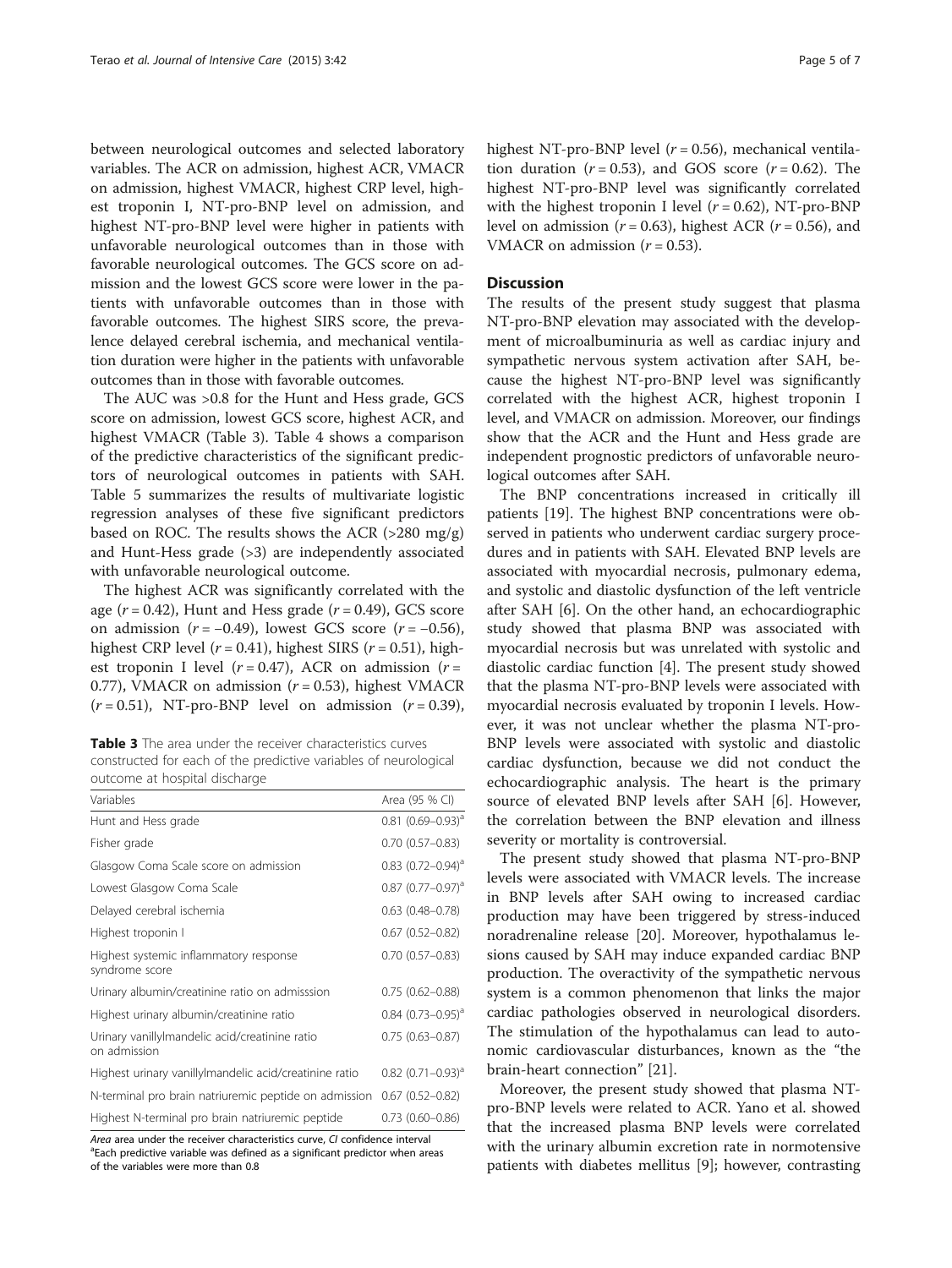between neurological outcomes and selected laboratory variables. The ACR on admission, highest ACR, VMACR on admission, highest VMACR, highest CRP level, highest troponin I, NT-pro-BNP level on admission, and highest NT-pro-BNP level were higher in patients with unfavorable neurological outcomes than in those with favorable neurological outcomes. The GCS score on admission and the lowest GCS score were lower in the patients with unfavorable outcomes than in those with favorable outcomes. The highest SIRS score, the prevalence delayed cerebral ischemia, and mechanical ventilation duration were higher in the patients with unfavorable outcomes than in those with favorable outcomes.

The AUC was >0.8 for the Hunt and Hess grade, GCS score on admission, lowest GCS score, highest ACR, and highest VMACR (Table 3). Table 4 shows a comparison of the predictive characteristics of the significant predictors of neurological outcomes in patients with SAH. Table 5 summarizes the results of multivariate logistic regression analyses of these five significant predictors based on ROC. The results shows the ACR (>280 mg/g) and Hunt-Hess grade (>3) are independently associated with unfavorable neurological outcome.

The highest ACR was significantly correlated with the age ($r = 0.42$), Hunt and Hess grade ($r = 0.49$), GCS score on admission ($r = -0.49$), lowest GCS score ($r = -0.56$), highest CRP level ($r = 0.41$), highest SIRS ($r = 0.51$), highest troponin I level ($r = 0.47$), ACR on admission ($r = 0.77$), VMACR on admission ($r = 0.53$), highest VMACR ($r = 0.51$), NT-pro-BNP level on admission ($r = 0.39$), highest NT-pro-BNP level ($r = 0.56$), mechanical ventilation duration ($r = 0.53$), and GOS score ($r = 0.62$). The highest NT-pro-BNP level was significantly correlated with the highest troponin I level ($r = 0.62$), NT-pro-BNP level on admission ($r = 0.63$), highest ACR ($r = 0.56$), and VMACR on admission ($r = 0.53$).

**Table 3** The area under the receiver characteristics curves constructed for each of the predictive variables of neurological outcome at hospital discharge

| Variables | Area (95 % CI) |
|---|---|
| Hunt and Hess grade | 0.81 (0.69–0.93)[a] |
| Fisher grade | 0.70 (0.57–0.83) |
| Glasgow Coma Scale score on admission | 0.83 (0.72–0.94)[a] |
| Lowest Glasgow Coma Scale | 0.87 (0.77–0.97)[a] |
| Delayed cerebral ischemia | 0.63 (0.48–0.78) |
| Highest troponin I | 0.67 (0.52–0.82) |
| Highest systemic inflammatory response syndrome score | 0.70 (0.57–0.83) |
| Urinary albumin/creatinine ratio on admisssion | 0.75 (0.62–0.88) |
| Highest urinary albumin/creatinine ratio | 0.84 (0.73–0.95)[a] |
| Urinary vanillylmandelic acid/creatinine ratio on admission | 0.75 (0.63–0.87) |
| Highest urinary vanillylmandelic acid/creatinine ratio | 0.82 (0.71–0.93)[a] |
| N-terminal pro brain natriuremic peptide on admission | 0.67 (0.52–0.82) |
| Highest N-terminal pro brain natriuremic peptide | 0.73 (0.60–0.86) |

*Area* area under the receiver characteristics curve, *CI* confidence interval
[a]Each predictive variable was defined as a significant predictor when areas of the variables were more than 0.8

## Discussion

The results of the present study suggest that plasma NT-pro-BNP elevation may associated with the development of microalbuminuria as well as cardiac injury and sympathetic nervous system activation after SAH, because the highest NT-pro-BNP level was significantly correlated with the highest ACR, highest troponin I level, and VMACR on admission. Moreover, our findings show that the ACR and the Hunt and Hess grade are independent prognostic predictors of unfavorable neurological outcomes after SAH.

The BNP concentrations increased in critically ill patients [19]. The highest BNP concentrations were observed in patients who underwent cardiac surgery procedures and in patients with SAH. Elevated BNP levels are associated with myocardial necrosis, pulmonary edema, and systolic and diastolic dysfunction of the left ventricle after SAH [6]. On the other hand, an echocardiographic study showed that plasma BNP was associated with myocardial necrosis but was unrelated with systolic and diastolic cardiac function [4]. The present study showed that the plasma NT-pro-BNP levels were associated with myocardial necrosis evaluated by troponin I levels. However, it was not unclear whether the plasma NT-pro-BNP levels were associated with systolic and diastolic cardiac dysfunction, because we did not conduct the echocardiographic analysis. The heart is the primary source of elevated BNP levels after SAH [6]. However, the correlation between the BNP elevation and illness severity or mortality is controversial.

The present study showed that plasma NT-pro-BNP levels were associated with VMACR levels. The increase in BNP levels after SAH owing to increased cardiac production may have been triggered by stress-induced noradrenaline release [20]. Moreover, hypothalamus lesions caused by SAH may induce expanded cardiac BNP production. The overactivity of the sympathetic nervous system is a common phenomenon that links the major cardiac pathologies observed in neurological disorders. The stimulation of the hypothalamus can lead to autonomic cardiovascular disturbances, known as the "the brain-heart connection" [21].

Moreover, the present study showed that plasma NT-pro-BNP levels were related to ACR. Yano et al. showed that the increased plasma BNP levels were correlated with the urinary albumin excretion rate in normotensive patients with diabetes mellitus [9]; however, contrasting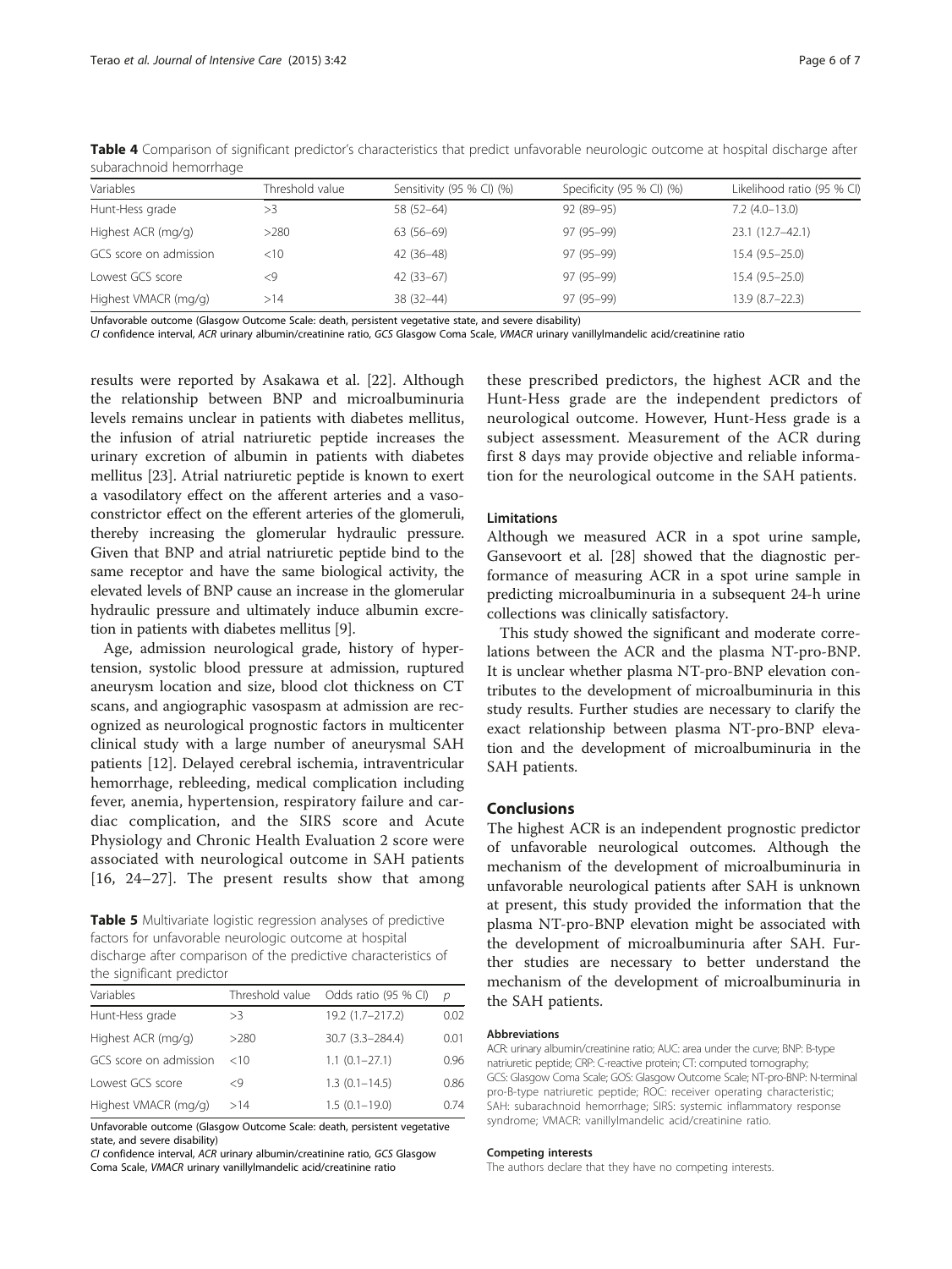**Table 4** Comparison of significant predictor's characteristics that predict unfavorable neurologic outcome at hospital discharge after subarachnoid hemorrhage

| Variables | Threshold value | Sensitivity (95 % CI) (%) | Specificity (95 % CI) (%) | Likelihood ratio (95 % CI) |
|---|---|---|---|---|
| Hunt-Hess grade | >3 | 58 (52–64) | 92 (89–95) | 7.2 (4.0–13.0) |
| Highest ACR (mg/g) | >280 | 63 (56–69) | 97 (95–99) | 23.1 (12.7–42.1) |
| GCS score on admission | <10 | 42 (36–48) | 97 (95–99) | 15.4 (9.5–25.0) |
| Lowest GCS score | <9 | 42 (33–67) | 97 (95–99) | 15.4 (9.5–25.0) |
| Highest VMACR (mg/g) | >14 | 38 (32–44) | 97 (95–99) | 13.9 (8.7–22.3) |

Unfavorable outcome (Glasgow Outcome Scale: death, persistent vegetative state, and severe disability)
*CI* confidence interval, *ACR* urinary albumin/creatinine ratio, *GCS* Glasgow Coma Scale, *VMACR* urinary vanillylmandelic acid/creatinine ratio

results were reported by Asakawa et al. [22]. Although the relationship between BNP and microalbuminuria levels remains unclear in patients with diabetes mellitus, the infusion of atrial natriuretic peptide increases the urinary excretion of albumin in patients with diabetes mellitus [23]. Atrial natriuretic peptide is known to exert a vasodilatory effect on the afferent arteries and a vasoconstrictor effect on the efferent arteries of the glomeruli, thereby increasing the glomerular hydraulic pressure. Given that BNP and atrial natriuretic peptide bind to the same receptor and have the same biological activity, the elevated levels of BNP cause an increase in the glomerular hydraulic pressure and ultimately induce albumin excretion in patients with diabetes mellitus [9].

Age, admission neurological grade, history of hypertension, systolic blood pressure at admission, ruptured aneurysm location and size, blood clot thickness on CT scans, and angiographic vasospasm at admission are recognized as neurological prognostic factors in multicenter clinical study with a large number of aneurysmal SAH patients [12]. Delayed cerebral ischemia, intraventricular hemorrhage, rebleeding, medical complication including fever, anemia, hypertension, respiratory failure and cardiac complication, and the SIRS score and Acute Physiology and Chronic Health Evaluation 2 score were associated with neurological outcome in SAH patients [16, 24–27]. The present results show that among these prescribed predictors, the highest ACR and the Hunt-Hess grade are the independent predictors of neurological outcome. However, Hunt-Hess grade is a subject assessment. Measurement of the ACR during first 8 days may provide objective and reliable information for the neurological outcome in the SAH patients.

**Table 5** Multivariate logistic regression analyses of predictive factors for unfavorable neurologic outcome at hospital discharge after comparison of the predictive characteristics of the significant predictor

| Variables | Threshold value | Odds ratio (95 % CI) | *p* |
|---|---|---|---|
| Hunt-Hess grade | >3 | 19.2 (1.7–217.2) | 0.02 |
| Highest ACR (mg/g) | >280 | 30.7 (3.3–284.4) | 0.01 |
| GCS score on admission | <10 | 1.1 (0.1–27.1) | 0.96 |
| Lowest GCS score | <9 | 1.3 (0.1–14.5) | 0.86 |
| Highest VMACR (mg/g) | >14 | 1.5 (0.1–19.0) | 0.74 |

Unfavorable outcome (Glasgow Outcome Scale: death, persistent vegetative state, and severe disability)
*CI* confidence interval, *ACR* urinary albumin/creatinine ratio, *GCS* Glasgow Coma Scale, *VMACR* urinary vanillylmandelic acid/creatinine ratio

### Limitations

Although we measured ACR in a spot urine sample, Gansevoort et al. [28] showed that the diagnostic performance of measuring ACR in a spot urine sample in predicting microalbuminuria in a subsequent 24-h urine collections was clinically satisfactory.

This study showed the significant and moderate correlations between the ACR and the plasma NT-pro-BNP. It is unclear whether plasma NT-pro-BNP elevation contributes to the development of microalbuminuria in this study results. Further studies are necessary to clarify the exact relationship between plasma NT-pro-BNP elevation and the development of microalbuminuria in the SAH patients.

## Conclusions

The highest ACR is an independent prognostic predictor of unfavorable neurological outcomes. Although the mechanism of the development of microalbuminuria in unfavorable neurological patients after SAH is unknown at present, this study provided the information that the plasma NT-pro-BNP elevation might be associated with the development of microalbuminuria after SAH. Further studies are necessary to better understand the mechanism of the development of microalbuminuria in the SAH patients.

#### Abbreviations

ACR: urinary albumin/creatinine ratio; AUC: area under the curve; BNP: B-type natriuretic peptide; CRP: C-reactive protein; CT: computed tomography; GCS: Glasgow Coma Scale; GOS: Glasgow Outcome Scale; NT-pro-BNP: N-terminal pro-B-type natriuretic peptide; ROC: receiver operating characteristic; SAH: subarachnoid hemorrhage; SIRS: systemic inflammatory response syndrome; VMACR: vanillylmandelic acid/creatinine ratio.

#### Competing interests

The authors declare that they have no competing interests.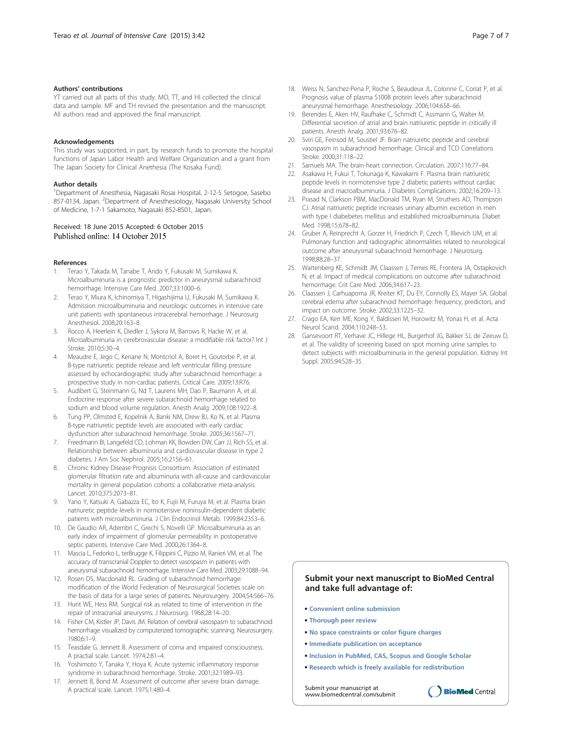### Authors' contributions

YT carried out all parts of this study. MO, TT, and HI collected the clinical data and sample. MF and TH revised the presentation and the manuscript. All authors read and approved the final manuscript.

### Acknowledgements

This study was supported, in part, by research funds to promote the hospital functions of Japan Labor Health and Welfare Organization and a grant from The Japan Society for Clinical Anethesia (The Kosaka Fund).

### Author details

[1]Department of Anesthesia, Nagasaki Rosai Hospital, 2-12-5 Setogoe, Sasebo 857-0134, Japan. [2]Department of Anesthesiology, Nagasaki University School of Medicine, 1-7-1 Sakamoto, Nagasaki 852-8501, Japan.

Received: 18 June 2015 Accepted: 6 October 2015
Published online: 14 October 2015

### References

1. Terao Y, Takada M, Tanabe T, Ando Y, Fukusaki M, Sumikawa K. Microalbuminuria is a prognostic predictor in aneurysmal subarachnoid hemorrhage. Intensive Care Med. 2007;33:1000–6.
2. Terao Y, Miura K, Ichinomiya T, Higashijima U, Fukusaki M, Sumikawa K. Admission microalbuminuria and neurologic outcomes in intensive care unit patients with spontaneous intracerebral hemorrhage. J Neurosurg Anesthesiol. 2008;20:163–8.
3. Rocco A, Heerlein K, Diedler J, Sykora M, Barrows R, Hacke W, et al. Microalbuminuria in cerebrovascular disease: a modifiable risk factor? Int J Stroke. 2010;5:30–4.
4. Meaudre E, Jego C, Kenane N, Montcriol A, Boret H, Goutorbe P, et al. B-type natriuretic peptide release and left ventricular filling pressure assessed by echocardiographic study after subarachnoid hemorrhage: a prospective study in non-cardiac patients. Critical Care. 2009;13:R76.
5. Audibert G, Steinmann G, Nd T, Laurens MH, Dao P, Baumann A, et al. Endocrine response after severe subarachnoid hemorrhage related to sodium and blood volume regulation. Anesth Analg. 2009;108:1922–8.
6. Tung PP, Olmsted E, Kopelnik A, Banki NM, Drew BJ, Ko N, et al. Plasma B-type natriuretic peptide levels are associated with early cardiac dysfunction after subarachnoid hemorrhage. Stroke. 2005;36:1567–71.
7. Freedmann BI, Langefeld CD, Lohman KK, Bowden DW, Carr JJ, Rich SS, et al. Relationship between albuminuria and cardiovascular disease in type 2 diabetes. J Am Soc Nephrol. 2005;16:2156–61.
8. Chronic Kidney Disease Prognosis Consortium. Association of estimated glomerular filtration rate and albuminuria with all-cause and cardiovascular mortality in general population cohorts: a collaborative meta-analysis. Lancet. 2010;375:2073–81.
9. Yano Y, Katsuki A, Gabazza EC, Ito K, Fujii M, Furuya M, et al. Plasma brain natriuretic peptide levels in normotensive noninsulin-dependent diabetic patients with microalbuminuria. J Clin Endocrinol Metab. 1999;84:2353–6.
10. De Gaudio AR, Adembri C, Grechi S, Novelli GP. Microalbuminuria as an early index of impairment of glomerular permeability in postoperative septic patients. Intensive Care Med. 2000;26:1364–8.
11. Mascia L, Fedorko L, terBrugge K, Filippini C, Pizzio M, Ranieri VM, et al. The accuracy of transcranial Doppler to detect vasospasm in patients with aneurysmal subarachnoid hemorrhage. Intensive Care Med. 2003;29:1088–94.
12. Rosen DS, Macdonald RL. Grading of subarachnoid hemorrhage: modification of the World Federation of Neurosurgical Societies scale on the basis of data for a large series of patients. Neurosurgery. 2004;54:566–76.
13. Hunt WE, Hess RM. Surgical risk as related to time of intervention in the repair of intracranial aneurysms. J Neurosurg. 1968;28:14–20.
14. Fisher CM, Kistler JP, Davis JM. Relation of cerebral vasospasm to subarachnoid hemorrhage visualized by computerized tomographic scanning. Neurosurgery. 1980;6:1–9.
15. Teasdale G, Jennett B. Assessment of coma and impaired consciousness. A practial scale. Lancet. 1974;2:81–4.
16. Yoshimoto Y, Tanaka Y, Hoya K. Acute systemic inflammatory response syndrome in subarachnoid hemorrhage. Stroke. 2001;32:1989–93.
17. Jennett B, Bond M. Assessment of outcome after severe brain damage. A practical scale. Lancet. 1975;1:480–4.
18. Weiss N, Sanchez-Pena P, Roche S, Beaudeux JL, Colonne C, Coriat P, et al. Prognosis value of plasma S100B protein levels after subarachnoid aneurysmal hemorrhage. Anesthesiology. 2006;104:658–66.
19. Berendes E, Aken HV, Raufhake C, Schmidt C, Assmann G, Walter M. Differential secretion of atrial and brain natriuretic peptide in critically ill patients. Anesth Analg. 2001;93:676–82.
20. Sviri GE, Feinsod M, Soustiel JF. Brain natriuretic peptide and cerebral vasospasm in subarachnoid hemorrhage. Clinical and TCD Correlations Stroke. 2000;31:118–22.
21. Samuels MA. The brain-heart connection. Circulation. 2007;116:77–84.
22. Asakawa H, Fukui T, Tokunaga K, Kawakami F. Plasma brain natriuretic peptide levels in normotensive type 2 diabetic patients without cardiac disease and macroalbuminuria. J Diabetes Complications. 2002;16:209–13.
23. Prasad N, Clarkson PBM, MacDonald TM, Ryan M, Struthers AD, Thompson CJ. Atrial natriuretic peptide increases urinary albumin excretion in men with type I diabebetes mellitus and established microalbuminuria. Diabet Med. 1998;15:678–82.
24. Gruber A, Reinprecht A, Gorzer H, Friedrich P, Czech T, Illievich UM, et al. Pulmonary function and radiographic abnormalities related to neurological outcome after aneurysmal subarachnoid hemorrhage. J Neurosurg. 1998;88:28–37.
25. Wartenberg KE, Schmidt JM, Claassen J, Temes RE, Frontera JA, Ostapkovich N, et al. Impact of medical complications on outcome after subarachnoid hemorrhage. Crit Care Med. 2006;34:617–23.
26. Claassen J, Carhuapoma JR, Kreiter KT, Du EY, Connolly ES, Mayer SA. Global cerebral edema after subarachnoid hemorrhage: frequency, predictors, and impact on outcome. Stroke. 2002;33:1225–32.
27. Crago EA, Kerr ME, Kong Y, Baldisseri M, Horowitz M, Yonas H, et al. Acta Neurol Scand. 2004;110:248–53.
28. Gansevoort RT, Verhave JC, Hillege HL, Burgerhof JG, Bakker SJ, de Zeeuw D, et al. The validity of screening based on spot morning urine samples to detect subjects with microalbuminuria in the general population. Kidney Int Suppl. 2005;94:S28–35.

**Submit your next manuscript to BioMed Central and take full advantage of:**

- Convenient online submission
- Thorough peer review
- No space constraints or color figure charges
- Immediate publication on acceptance
- Inclusion in PubMed, CAS, Scopus and Google Scholar
- Research which is freely available for redistribution

Submit your manuscript at
www.biomedcentral.com/submit

BioMed Central